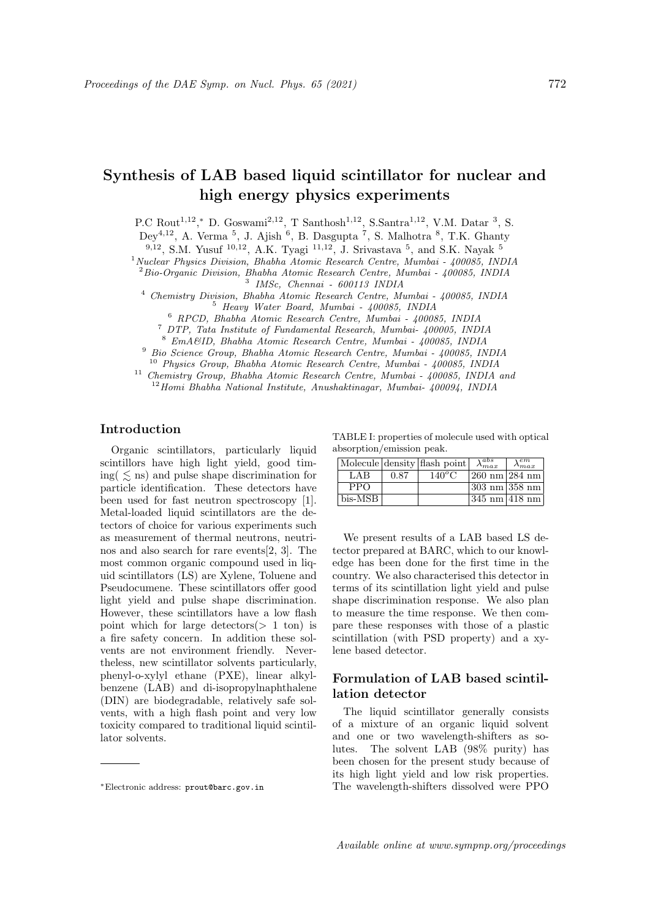# Synthesis of LAB based liquid scintillator for nuclear and high energy physics experiments

P.C Rout[1,12,*], D. Goswami[2,12], T Santhosh[1,12], S.Santra[1,12], V.M. Datar [3], S. Dey[4,12], A. Verma [5], J. Ajish [6], B. Dasgupta [7], S. Malhotra [8], T.K. Ghanty [9,12], S.M. Yusuf [10,12], A.K. Tyagi [11,12], J. Srivastava [5], and S.K. Nayak [5]

[1] *Nuclear Physics Division, Bhabha Atomic Research Centre, Mumbai - 400085, INDIA*
[2] *Bio-Organic Division, Bhabha Atomic Research Centre, Mumbai - 400085, INDIA*
[3] *IMSc, Chennai - 600113 INDIA*
[4] *Chemistry Division, Bhabha Atomic Research Centre, Mumbai - 400085, INDIA*
[5] *Heavy Water Board, Mumbai - 400085, INDIA*
[6] *RPCD, Bhabha Atomic Research Centre, Mumbai - 400085, INDIA*
[7] *DTP, Tata Institute of Fundamental Research, Mumbai- 400005, INDIA*
[8] *EmA&ID, Bhabha Atomic Research Centre, Mumbai - 400085, INDIA*
[9] *Bio Science Group, Bhabha Atomic Research Centre, Mumbai - 400085, INDIA*
[10] *Physics Group, Bhabha Atomic Research Centre, Mumbai - 400085, INDIA*
[11] *Chemistry Group, Bhabha Atomic Research Centre, Mumbai - 400085, INDIA and*
[12] *Homi Bhabha National Institute, Anushaktinagar, Mumbai- 400094, INDIA*

## Introduction

Organic scintillators, particularly liquid scintillors have high light yield, good timing($\lesssim$ ns) and pulse shape discrimination for particle identification. These detectors have been used for fast neutron spectroscopy [1]. Metal-loaded liquid scintillators are the detectors of choice for various experiments such as measurement of thermal neutrons, neutrinos and also search for rare events[2, 3]. The most common organic compound used in liquid scintillators (LS) are Xylene, Toluene and Pseudocumene. These scintillators offer good light yield and pulse shape discrimination. However, these scintillators have a low flash point which for large detectors($>$ 1 ton) is a fire safety concern. In addition these solvents are not environment friendly. Nevertheless, new scintillator solvents particularly, phenyl-o-xylyl ethane (PXE), linear alkylbenzene (LAB) and di-isopropylnaphthalene (DIN) are biodegradable, relatively safe solvents, with a high flash point and very low toxicity compared to traditional liquid scintillator solvents.

*Electronic address: prout@barc.gov.in

TABLE I: properties of molecule used with optical absorption/emission peak.

| Molecule | density | flash point | $\lambda^{abs}_{max}$ | $\lambda^{em}_{max}$ |
|---|---|---|---|---|
| LAB | 0.87 | $140^{o}$C | 260 nm | 284 nm |
| PPO | | | 303 nm | 358 nm |
| bis-MSB | | | 345 nm | 418 nm |

We present results of a LAB based LS detector prepared at BARC, which to our knowledge has been done for the first time in the country. We also characterised this detector in terms of its scintillation light yield and pulse shape discrimination response. We also plan to measure the time response. We then compare these responses with those of a plastic scintillation (with PSD property) and a xylene based detector.

## Formulation of LAB based scintillation detector

The liquid scintillator generally consists of a mixture of an organic liquid solvent and one or two wavelength-shifters as solutes. The solvent LAB (98% purity) has been chosen for the present study because of its high light yield and low risk properties. The wavelength-shifters dissolved were PPO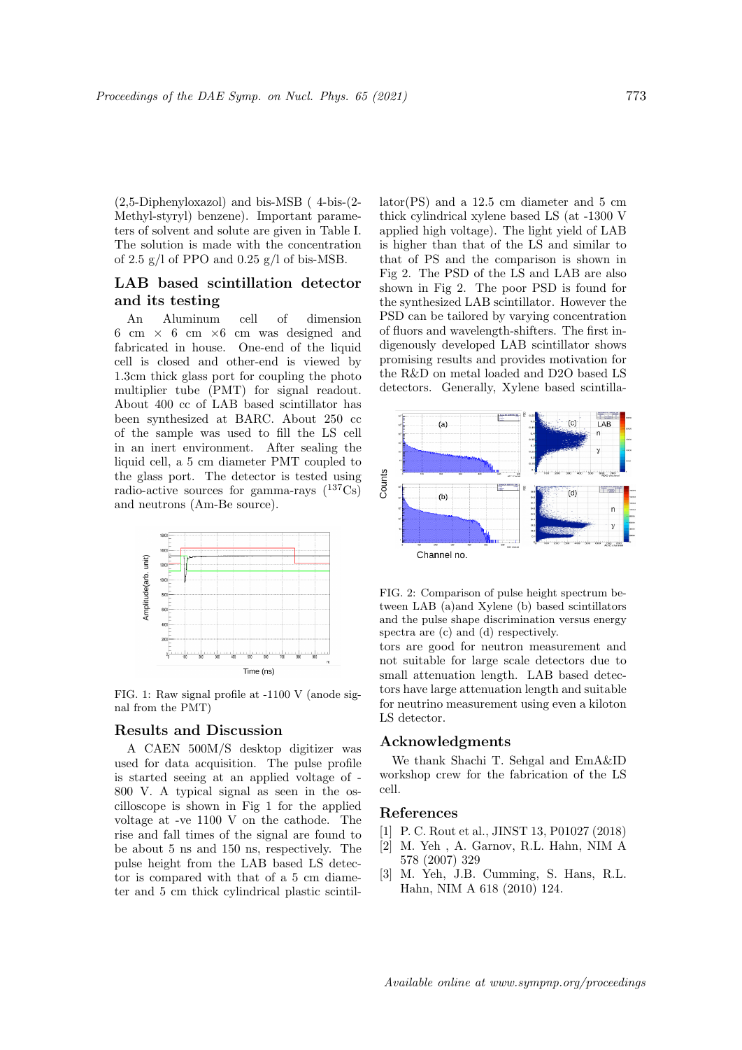(2,5-Diphenyloxazol) and bis-MSB ( 4-bis-(2-Methyl-styryl) benzene). Important parameters of solvent and solute are given in Table I. The solution is made with the concentration of 2.5 g/l of PPO and 0.25 g/l of bis-MSB.

## LAB based scintillation detector and its testing

An Aluminum cell of dimension 6 cm × 6 cm ×6 cm was designed and fabricated in house. One-end of the liquid cell is closed and other-end is viewed by 1.3cm thick glass port for coupling the photo multiplier tube (PMT) for signal readout. About 400 cc of LAB based scintillator has been synthesized at BARC. About 250 cc of the sample was used to fill the LS cell in an inert environment. After sealing the liquid cell, a 5 cm diameter PMT coupled to the glass port. The detector is tested using radio-active sources for gamma-rays ($^{137}$Cs) and neutrons (Am-Be source).

Amplitude(arb. unit)

Time (ns)

FIG. 1: Raw signal profile at -1100 V (anode signal from the PMT)

## Results and Discussion

A CAEN 500M/S desktop digitizer was used for data acquisition. The pulse profile is started seeing at an applied voltage of -800 V. A typical signal as seen in the oscilloscope is shown in Fig 1 for the applied voltage at -ve 1100 V on the cathode. The rise and fall times of the signal are found to be about 5 ns and 150 ns, respectively. The pulse height from the LAB based LS detector is compared with that of a 5 cm diameter and 5 cm thick cylindrical plastic scintillator(PS) and a 12.5 cm diameter and 5 cm thick cylindrical xylene based LS (at -1300 V applied high voltage). The light yield of LAB is higher than that of the LS and similar to that of PS and the comparison is shown in Fig 2. The PSD of the LS and LAB are also shown in Fig 2. The poor PSD is found for the synthesized LAB scintillator. However the PSD can be tailored by varying concentration of fluors and wavelength-shifters. The first indigenously developed LAB scintillator shows promising results and provides motivation for the R&D on metal loaded and D2O based LS detectors. Generally, Xylene based scintillators are good for neutron measurement and not suitable for large scale detectors due to small attenuation length. LAB based detectors have large attenuation length and suitable for neutrino measurement using even a kiloton LS detector.

(a)

(b)

(c)

LAB

n

γ

(d)

n

γ

Counts

Channel no.

FIG. 2: Comparison of pulse height spectrum between LAB (a)and Xylene (b) based scintillators and the pulse shape discrimination versus energy spectra are (c) and (d) respectively.

## Acknowledgments

We thank Shachi T. Sehgal and EmA&ID workshop crew for the fabrication of the LS cell.

## References

[1] P. C. Rout et al., JINST 13, P01027 (2018)

[2] M. Yeh , A. Garnov, R.L. Hahn, NIM A 578 (2007) 329

[3] M. Yeh, J.B. Cumming, S. Hans, R.L. Hahn, NIM A 618 (2010) 124.